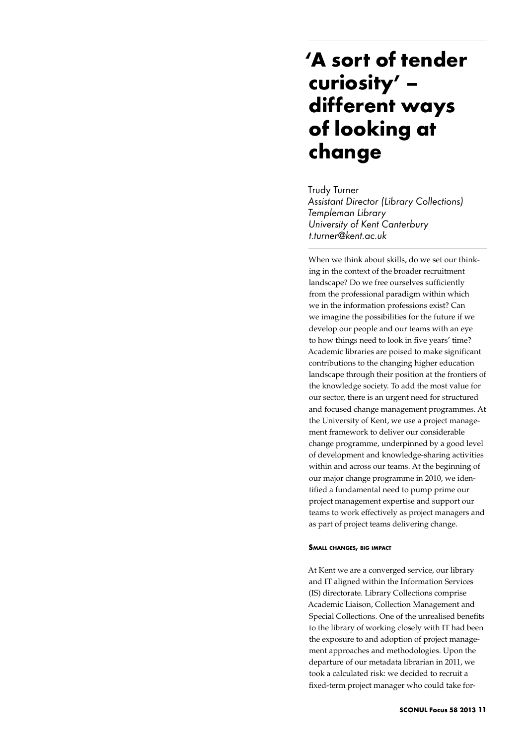# 'A sort of tender curiosity' – different ways of looking at change

Trudy Turner
*Assistant Director (Library Collections)*
*Templeman Library*
*University of Kent Canterbury*
*t.turner@kent.ac.uk*

When we think about skills, do we set our thinking in the context of the broader recruitment landscape? Do we free ourselves sufficiently from the professional paradigm within which we in the information professions exist? Can we imagine the possibilities for the future if we develop our people and our teams with an eye to how things need to look in five years' time? Academic libraries are poised to make significant contributions to the changing higher education landscape through their position at the frontiers of the knowledge society. To add the most value for our sector, there is an urgent need for structured and focused change management programmes. At the University of Kent, we use a project management framework to deliver our considerable change programme, underpinned by a good level of development and knowledge-sharing activities within and across our teams. At the beginning of our major change programme in 2010, we identified a fundamental need to pump prime our project management expertise and support our teams to work effectively as project managers and as part of project teams delivering change.

#### Small changes, big impact

At Kent we are a converged service, our library and IT aligned within the Information Services (IS) directorate. Library Collections comprise Academic Liaison, Collection Management and Special Collections. One of the unrealised benefits to the library of working closely with IT had been the exposure to and adoption of project management approaches and methodologies. Upon the departure of our metadata librarian in 2011, we took a calculated risk: we decided to recruit a fixed-term project manager who could take for-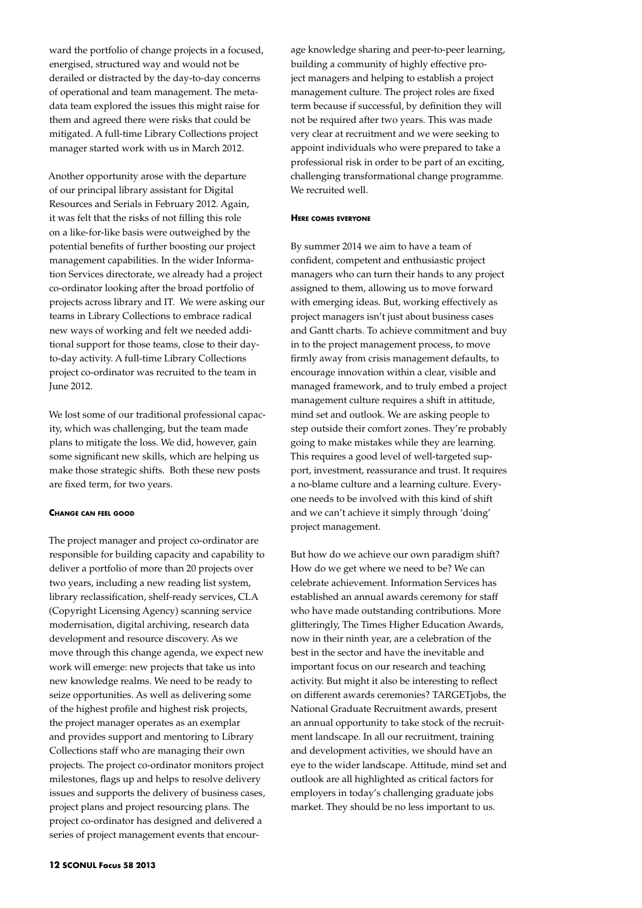ward the portfolio of change projects in a focused, energised, structured way and would not be derailed or distracted by the day-to-day concerns of operational and team management. The metadata team explored the issues this might raise for them and agreed there were risks that could be mitigated. A full-time Library Collections project manager started work with us in March 2012.

Another opportunity arose with the departure of our principal library assistant for Digital Resources and Serials in February 2012. Again, it was felt that the risks of not filling this role on a like-for-like basis were outweighed by the potential benefits of further boosting our project management capabilities. In the wider Information Services directorate, we already had a project co-ordinator looking after the broad portfolio of projects across library and IT. We were asking our teams in Library Collections to embrace radical new ways of working and felt we needed additional support for those teams, close to their day-to-day activity. A full-time Library Collections project co-ordinator was recruited to the team in June 2012.

We lost some of our traditional professional capacity, which was challenging, but the team made plans to mitigate the loss. We did, however, gain some significant new skills, which are helping us make those strategic shifts. Both these new posts are fixed term, for two years.

#### Change can feel good

The project manager and project co-ordinator are responsible for building capacity and capability to deliver a portfolio of more than 20 projects over two years, including a new reading list system, library reclassification, shelf-ready services, CLA (Copyright Licensing Agency) scanning service modernisation, digital archiving, research data development and resource discovery. As we move through this change agenda, we expect new work will emerge: new projects that take us into new knowledge realms. We need to be ready to seize opportunities. As well as delivering some of the highest profile and highest risk projects, the project manager operates as an exemplar and provides support and mentoring to Library Collections staff who are managing their own projects. The project co-ordinator monitors project milestones, flags up and helps to resolve delivery issues and supports the delivery of business cases, project plans and project resourcing plans. The project co-ordinator has designed and delivered a series of project management events that encourage knowledge sharing and peer-to-peer learning, building a community of highly effective project managers and helping to establish a project management culture. The project roles are fixed term because if successful, by definition they will not be required after two years. This was made very clear at recruitment and we were seeking to appoint individuals who were prepared to take a professional risk in order to be part of an exciting, challenging transformational change programme. We recruited well.

#### Here comes everyone

By summer 2014 we aim to have a team of confident, competent and enthusiastic project managers who can turn their hands to any project assigned to them, allowing us to move forward with emerging ideas. But, working effectively as project managers isn't just about business cases and Gantt charts. To achieve commitment and buy in to the project management process, to move firmly away from crisis management defaults, to encourage innovation within a clear, visible and managed framework, and to truly embed a project management culture requires a shift in attitude, mind set and outlook. We are asking people to step outside their comfort zones. They're probably going to make mistakes while they are learning. This requires a good level of well-targeted support, investment, reassurance and trust. It requires a no-blame culture and a learning culture. Everyone needs to be involved with this kind of shift and we can't achieve it simply through 'doing' project management.

But how do we achieve our own paradigm shift? How do we get where we need to be? We can celebrate achievement. Information Services has established an annual awards ceremony for staff who have made outstanding contributions. More glitteringly, The Times Higher Education Awards, now in their ninth year, are a celebration of the best in the sector and have the inevitable and important focus on our research and teaching activity. But might it also be interesting to reflect on different awards ceremonies? TARGETjobs, the National Graduate Recruitment awards, present an annual opportunity to take stock of the recruitment landscape. In all our recruitment, training and development activities, we should have an eye to the wider landscape. Attitude, mind set and outlook are all highlighted as critical factors for employers in today's challenging graduate jobs market. They should be no less important to us.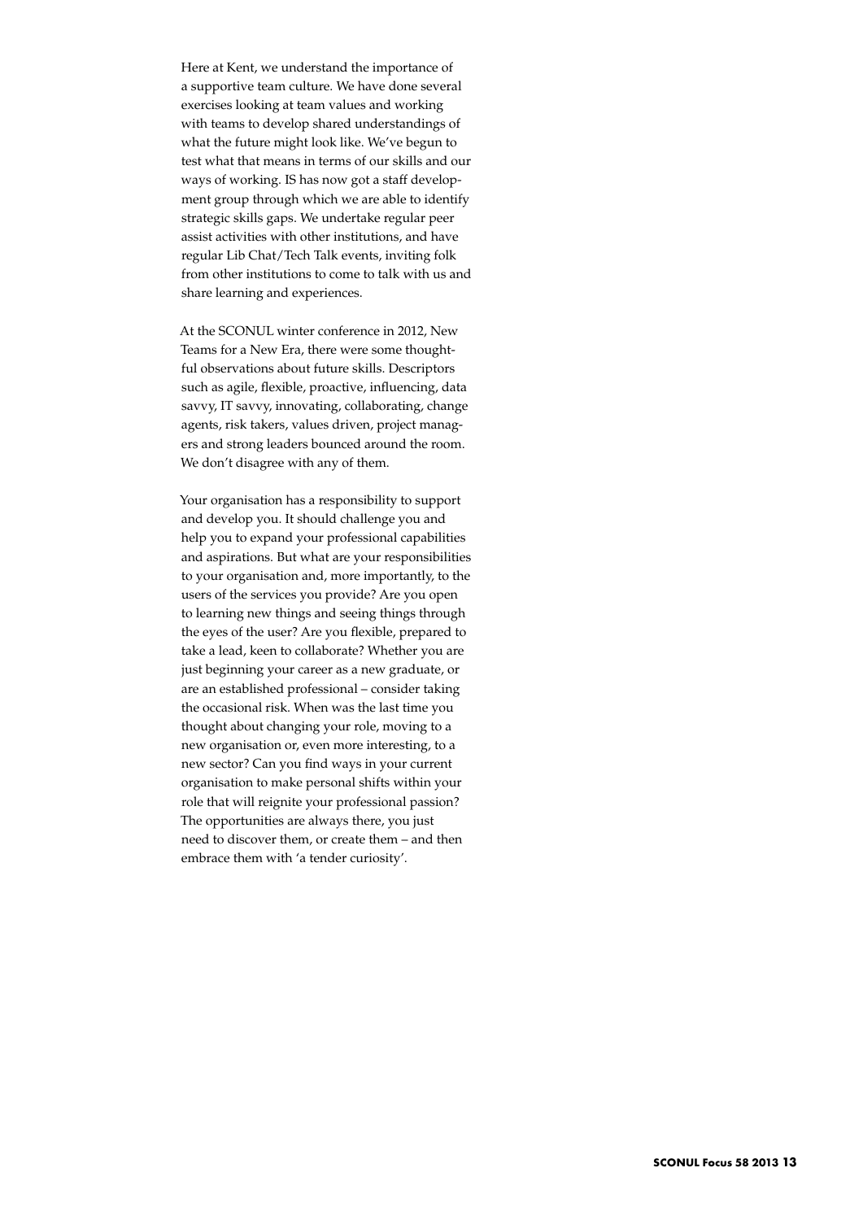Here at Kent, we understand the importance of a supportive team culture. We have done several exercises looking at team values and working with teams to develop shared understandings of what the future might look like. We've begun to test what that means in terms of our skills and our ways of working. IS has now got a staff development group through which we are able to identify strategic skills gaps. We undertake regular peer assist activities with other institutions, and have regular Lib Chat/Tech Talk events, inviting folk from other institutions to come to talk with us and share learning and experiences.

At the SCONUL winter conference in 2012, New Teams for a New Era, there were some thoughtful observations about future skills. Descriptors such as agile, flexible, proactive, influencing, data savvy, IT savvy, innovating, collaborating, change agents, risk takers, values driven, project managers and strong leaders bounced around the room. We don't disagree with any of them.

Your organisation has a responsibility to support and develop you. It should challenge you and help you to expand your professional capabilities and aspirations. But what are your responsibilities to your organisation and, more importantly, to the users of the services you provide? Are you open to learning new things and seeing things through the eyes of the user? Are you flexible, prepared to take a lead, keen to collaborate? Whether you are just beginning your career as a new graduate, or are an established professional – consider taking the occasional risk. When was the last time you thought about changing your role, moving to a new organisation or, even more interesting, to a new sector? Can you find ways in your current organisation to make personal shifts within your role that will reignite your professional passion? The opportunities are always there, you just need to discover them, or create them – and then embrace them with 'a tender curiosity'.